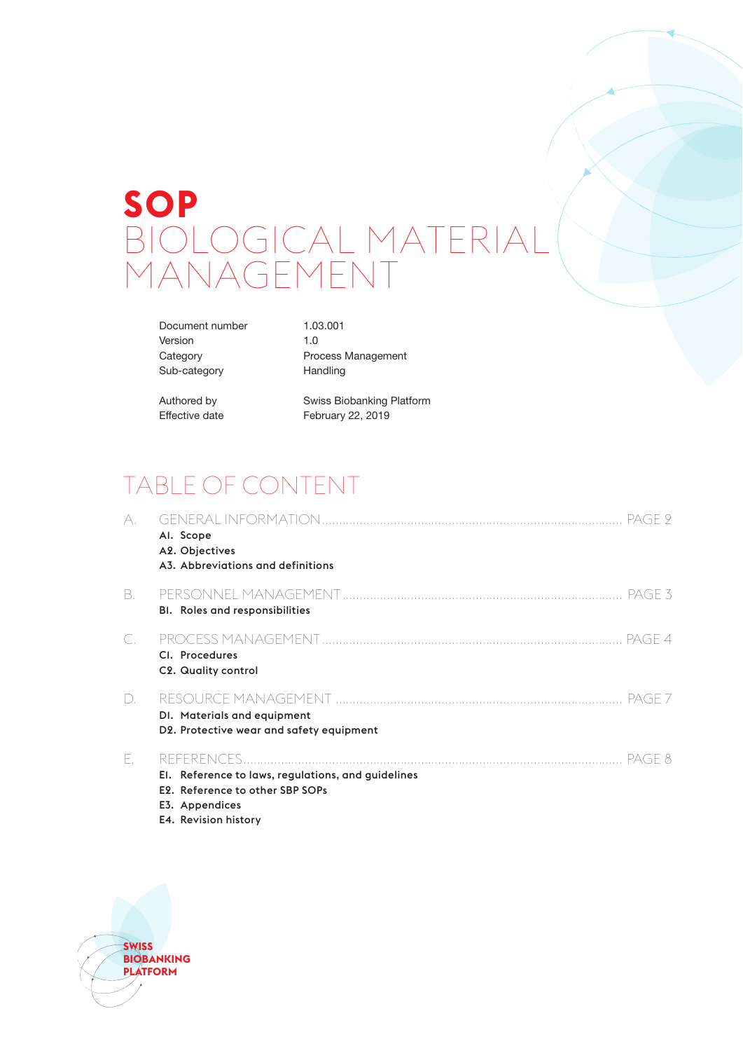# SOP

# BIOLOGICAL MATERIAL MANAGEMENT

| | |
|---|---|
| Document number | 1.03.001 |
| Version | 1.0 |
| Category | Process Management |
| Sub-category | Handling |
| Authored by | Swiss Biobanking Platform |
| Effective date | February 22, 2019 |

## TABLE OF CONTENT

A. GENERAL INFORMATION .................................................. PAGE 2
- **A1. Scope**
- **A2. Objectives**
- **A3. Abbreviations and definitions**

B. PERSONNEL MANAGEMENT .................................................. PAGE 3
- **B1. Roles and responsibilities**

C. PROCESS MANAGEMENT .................................................. PAGE 4
- **C1. Procedures**
- **C2. Quality control**

D. RESOURCE MANAGEMENT .................................................. PAGE 7
- **D1. Materials and equipment**
- **D2. Protective wear and safety equipment**

E. REFERENCES .................................................. PAGE 8
- **E1. Reference to laws, regulations, and guidelines**
- **E2. Reference to other SBP SOPs**
- **E3. Appendices**
- **E4. Revision history**

SWISS BIOBANKING PLATFORM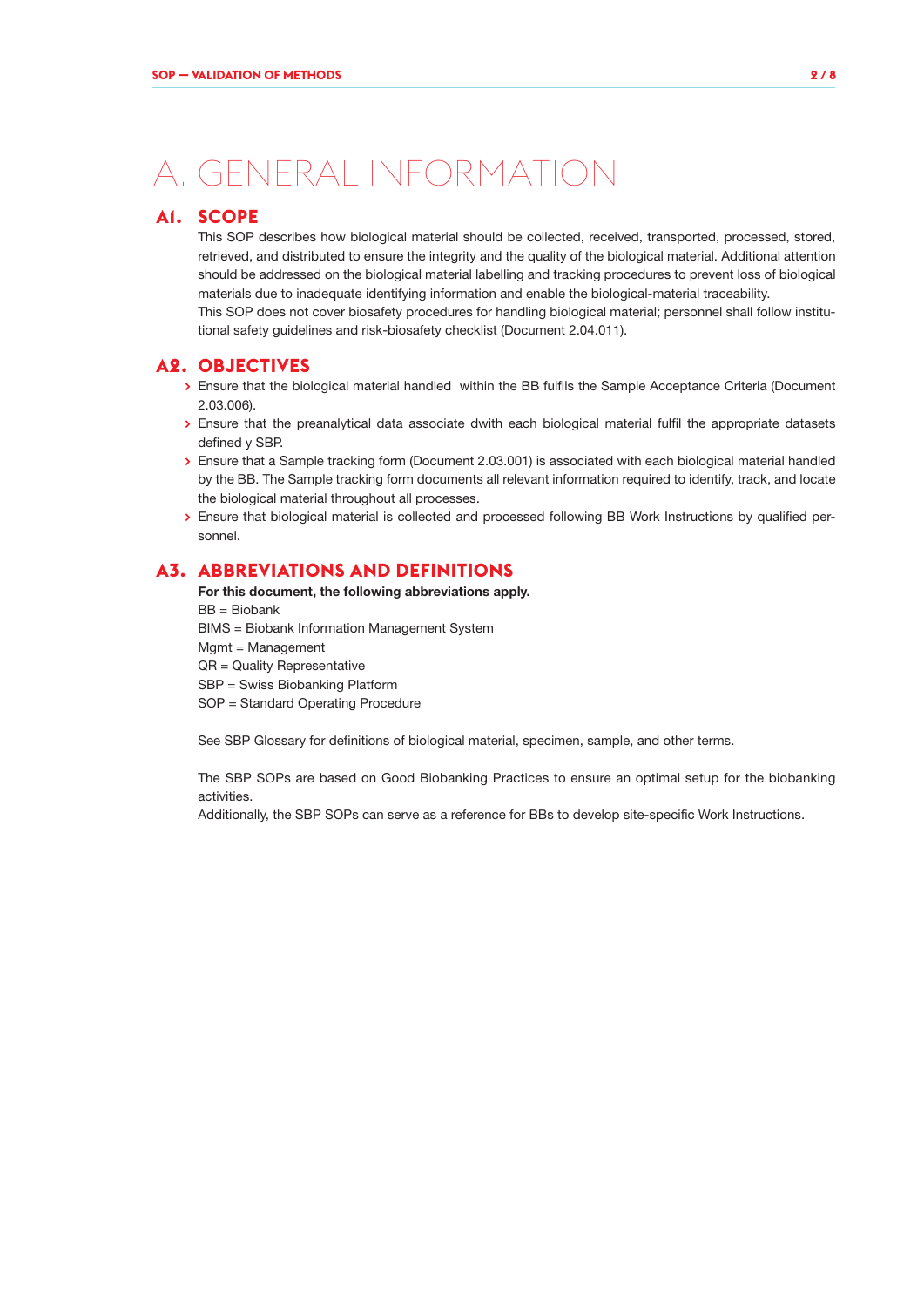# A. GENERAL INFORMATION

## A1. SCOPE

This SOP describes how biological material should be collected, received, transported, processed, stored, retrieved, and distributed to ensure the integrity and the quality of the biological material. Additional attention should be addressed on the biological material labelling and tracking procedures to prevent loss of biological materials due to inadequate identifying information and enable the biological-material traceability.

This SOP does not cover biosafety procedures for handling biological material; personnel shall follow institutional safety guidelines and risk-biosafety checklist (Document 2.04.011).

## A2. OBJECTIVES

- Ensure that the biological material handled  within the BB fulfils the Sample Acceptance Criteria (Document 2.03.006).
- Ensure that the preanalytical data associate dwith each biological material fulfil the appropriate datasets defined y SBP.
- Ensure that a Sample tracking form (Document 2.03.001) is associated with each biological material handled by the BB. The Sample tracking form documents all relevant information required to identify, track, and locate the biological material throughout all processes.
- Ensure that biological material is collected and processed following BB Work Instructions by qualified personnel.

## A3. ABBREVIATIONS AND DEFINITIONS

**For this document, the following abbreviations apply.**

BB = Biobank
BIMS = Biobank Information Management System
Mgmt = Management
QR = Quality Representative
SBP = Swiss Biobanking Platform
SOP = Standard Operating Procedure

See SBP Glossary for definitions of biological material, specimen, sample, and other terms.

The SBP SOPs are based on Good Biobanking Practices to ensure an optimal setup for the biobanking activities.
Additionally, the SBP SOPs can serve as a reference for BBs to develop site-specific Work Instructions.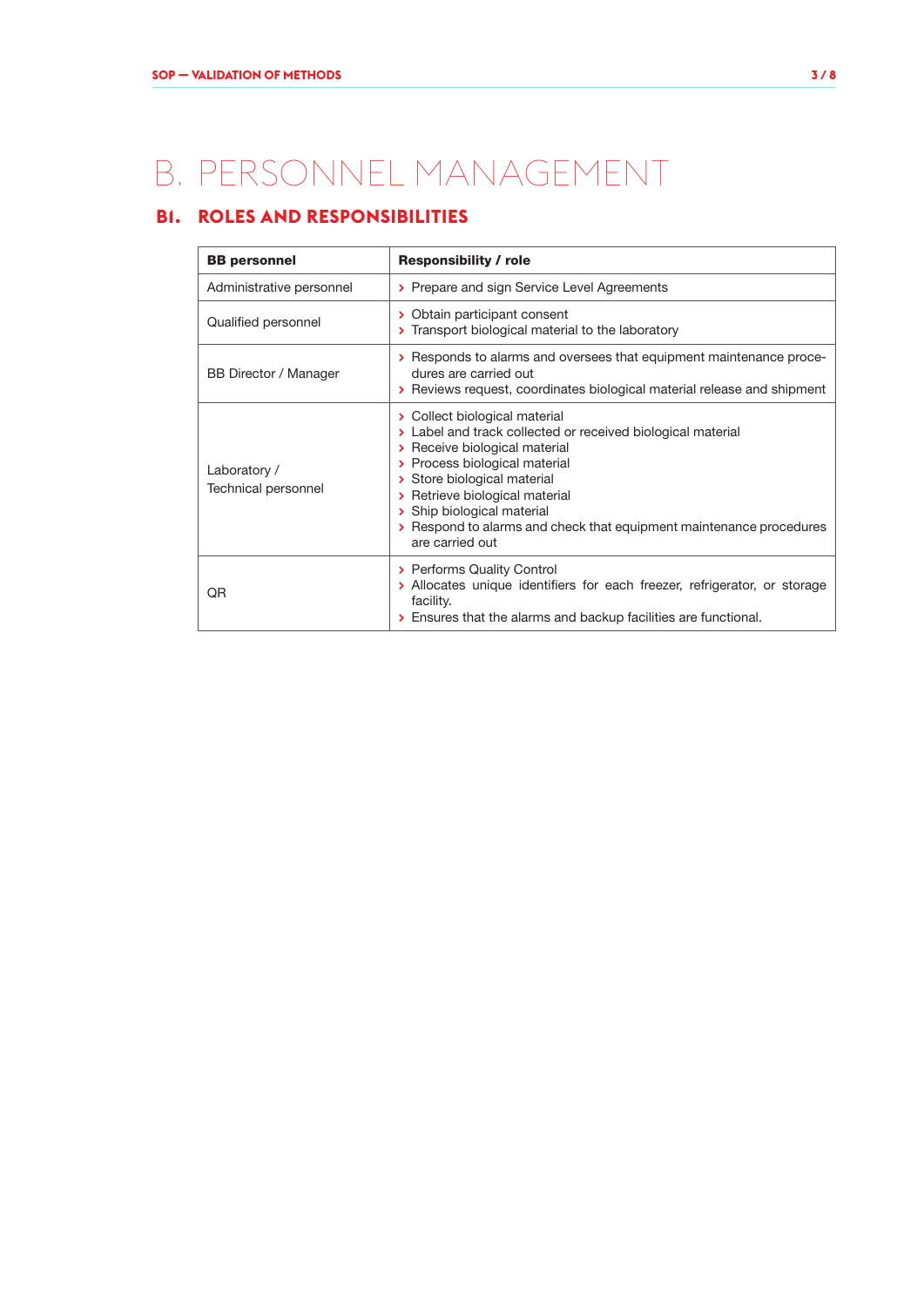# B. PERSONNEL MANAGEMENT

## B1. ROLES AND RESPONSIBILITIES

| BB personnel | Responsibility / role |
|---|---|
| Administrative personnel | › Prepare and sign Service Level Agreements |
| Qualified personnel | › Obtain participant consent<br>› Transport biological material to the laboratory |
| BB Director / Manager | › Responds to alarms and oversees that equipment maintenance procedures are carried out<br>› Reviews request, coordinates biological material release and shipment |
| Laboratory / Technical personnel | › Collect biological material<br>› Label and track collected or received biological material<br>› Receive biological material<br>› Process biological material<br>› Store biological material<br>› Retrieve biological material<br>› Ship biological material<br>› Respond to alarms and check that equipment maintenance procedures are carried out |
| QR | › Performs Quality Control<br>› Allocates unique identifiers for each freezer, refrigerator, or storage facility.<br>› Ensures that the alarms and backup facilities are functional. |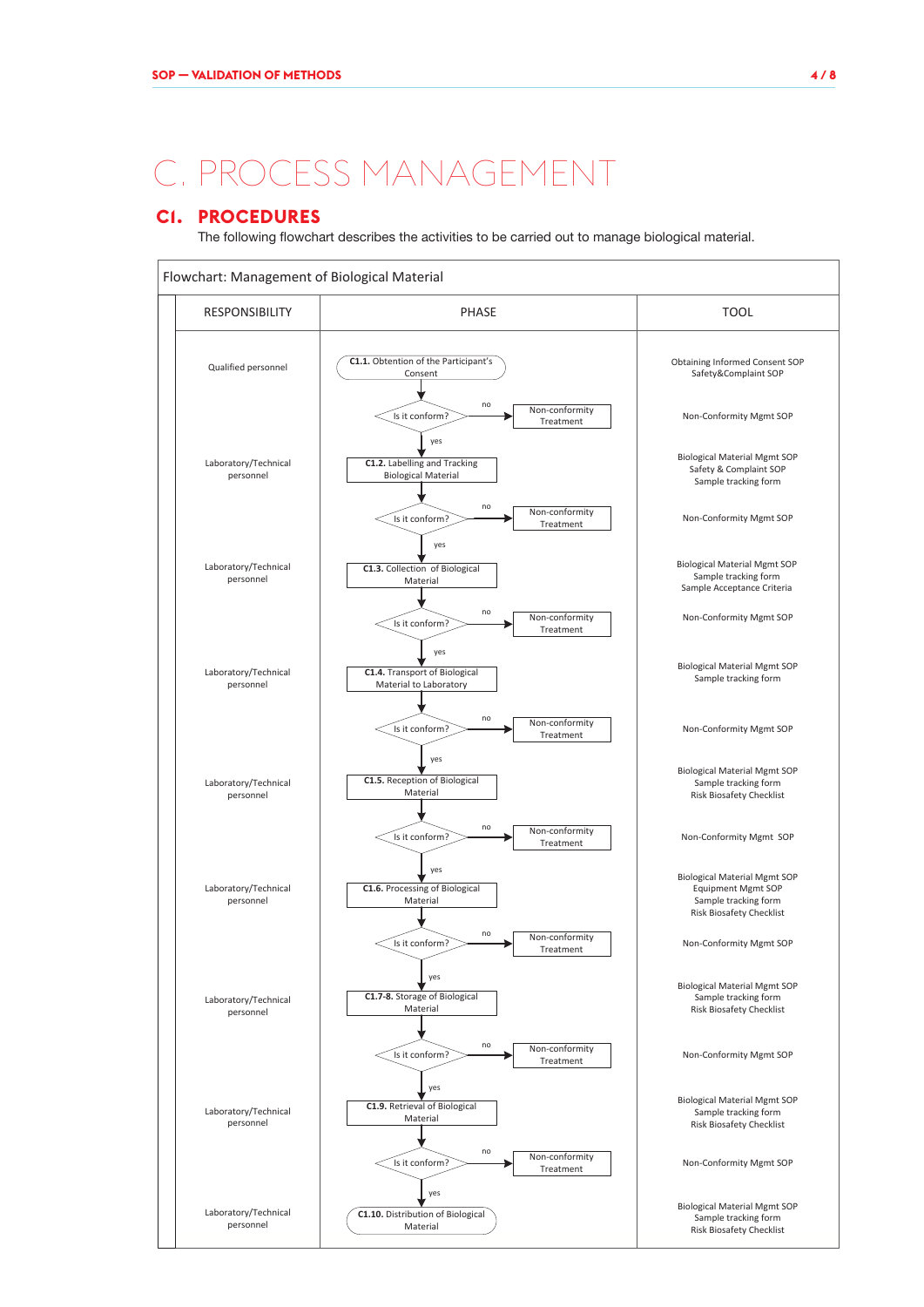#### C. PROCESS MANAGEMENT

## C1. PROCEDURES

The following flowchart describes the activities to be carried out to manage biological material.

**Flowchart: Management of Biological Material**

| RESPONSIBILITY | PHASE | TOOL |
|---|---|---|
| Qualified personnel | **C1.1.** Obtention of the Participant's Consent | Obtaining Informed Consent SOP<br>Safety&Complaint SOP |
| | Is it conform? — no → Non-conformity Treatment; yes ↓ | Non-Conformity Mgmt SOP |
| Laboratory/Technical personnel | **C1.2.** Labelling and Tracking Biological Material | Biological Material Mgmt SOP<br>Safety & Complaint SOP<br>Sample tracking form |
| | Is it conform? — no → Non-conformity Treatment; yes ↓ | Non-Conformity Mgmt SOP |
| Laboratory/Technical personnel | **C1.3.** Collection of Biological Material | Biological Material Mgmt SOP<br>Sample tracking form<br>Sample Acceptance Criteria |
| | Is it conform? — no → Non-conformity Treatment; yes ↓ | Non-Conformity Mgmt SOP |
| Laboratory/Technical personnel | **C1.4.** Transport of Biological Material to Laboratory | Biological Material Mgmt SOP<br>Sample tracking form |
| | Is it conform? — no → Non-conformity Treatment; yes ↓ | Non-Conformity Mgmt SOP |
| Laboratory/Technical personnel | **C1.5.** Reception of Biological Material | Biological Material Mgmt SOP<br>Sample tracking form<br>Risk Biosafety Checklist |
| | Is it conform? — no → Non-conformity Treatment; yes ↓ | Non-Conformity Mgmt SOP |
| Laboratory/Technical personnel | **C1.6.** Processing of Biological Material | Biological Material Mgmt SOP<br>Equipment Mgmt SOP<br>Sample tracking form<br>Risk Biosafety Checklist |
| | Is it conform? — no → Non-conformity Treatment; yes ↓ | Non-Conformity Mgmt SOP |
| Laboratory/Technical personnel | **C1.7-8.** Storage of Biological Material | Biological Material Mgmt SOP<br>Sample tracking form<br>Risk Biosafety Checklist |
| | Is it conform? — no → Non-conformity Treatment; yes ↓ | Non-Conformity Mgmt SOP |
| Laboratory/Technical personnel | **C1.9.** Retrieval of Biological Material | Biological Material Mgmt SOP<br>Sample tracking form<br>Risk Biosafety Checklist |
| | Is it conform? — no → Non-conformity Treatment; yes ↓ | Non-Conformity Mgmt SOP |
| Laboratory/Technical personnel | **C1.10.** Distribution of Biological Material | Biological Material Mgmt SOP<br>Sample tracking form<br>Risk Biosafety Checklist |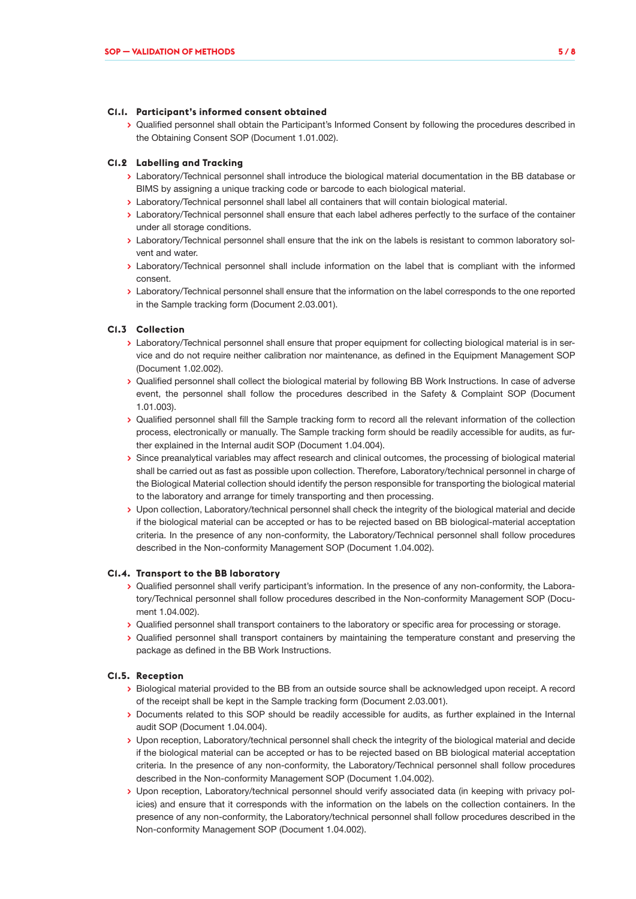### C1.1. Participant's informed consent obtained

- Qualified personnel shall obtain the Participant's Informed Consent by following the procedures described in the Obtaining Consent SOP (Document 1.01.002).

### C1.2 Labelling and Tracking

- Laboratory/Technical personnel shall introduce the biological material documentation in the BB database or BIMS by assigning a unique tracking code or barcode to each biological material.
- Laboratory/Technical personnel shall label all containers that will contain biological material.
- Laboratory/Technical personnel shall ensure that each label adheres perfectly to the surface of the container under all storage conditions.
- Laboratory/Technical personnel shall ensure that the ink on the labels is resistant to common laboratory solvent and water.
- Laboratory/Technical personnel shall include information on the label that is compliant with the informed consent.
- Laboratory/Technical personnel shall ensure that the information on the label corresponds to the one reported in the Sample tracking form (Document 2.03.001).

### C1.3 Collection

- Laboratory/Technical personnel shall ensure that proper equipment for collecting biological material is in service and do not require neither calibration nor maintenance, as defined in the Equipment Management SOP (Document 1.02.002).
- Qualified personnel shall collect the biological material by following BB Work Instructions. In case of adverse event, the personnel shall follow the procedures described in the Safety & Complaint SOP (Document 1.01.003).
- Qualified personnel shall fill the Sample tracking form to record all the relevant information of the collection process, electronically or manually. The Sample tracking form should be readily accessible for audits, as further explained in the Internal audit SOP (Document 1.04.004).
- Since preanalytical variables may affect research and clinical outcomes, the processing of biological material shall be carried out as fast as possible upon collection. Therefore, Laboratory/technical personnel in charge of the Biological Material collection should identify the person responsible for transporting the biological material to the laboratory and arrange for timely transporting and then processing.
- Upon collection, Laboratory/technical personnel shall check the integrity of the biological material and decide if the biological material can be accepted or has to be rejected based on BB biological-material acceptation criteria. In the presence of any non-conformity, the Laboratory/Technical personnel shall follow procedures described in the Non-conformity Management SOP (Document 1.04.002).

### C1.4. Transport to the BB laboratory

- Qualified personnel shall verify participant's information. In the presence of any non-conformity, the Laboratory/Technical personnel shall follow procedures described in the Non-conformity Management SOP (Document 1.04.002).
- Qualified personnel shall transport containers to the laboratory or specific area for processing or storage.
- Qualified personnel shall transport containers by maintaining the temperature constant and preserving the package as defined in the BB Work Instructions.

### C1.5. Reception

- Biological material provided to the BB from an outside source shall be acknowledged upon receipt. A record of the receipt shall be kept in the Sample tracking form (Document 2.03.001).
- Documents related to this SOP should be readily accessible for audits, as further explained in the Internal audit SOP (Document 1.04.004).
- Upon reception, Laboratory/technical personnel shall check the integrity of the biological material and decide if the biological material can be accepted or has to be rejected based on BB biological material acceptation criteria. In the presence of any non-conformity, the Laboratory/Technical personnel shall follow procedures described in the Non-conformity Management SOP (Document 1.04.002).
- Upon reception, Laboratory/technical personnel should verify associated data (in keeping with privacy policies) and ensure that it corresponds with the information on the labels on the collection containers. In the presence of any non-conformity, the Laboratory/technical personnel shall follow procedures described in the Non-conformity Management SOP (Document 1.04.002).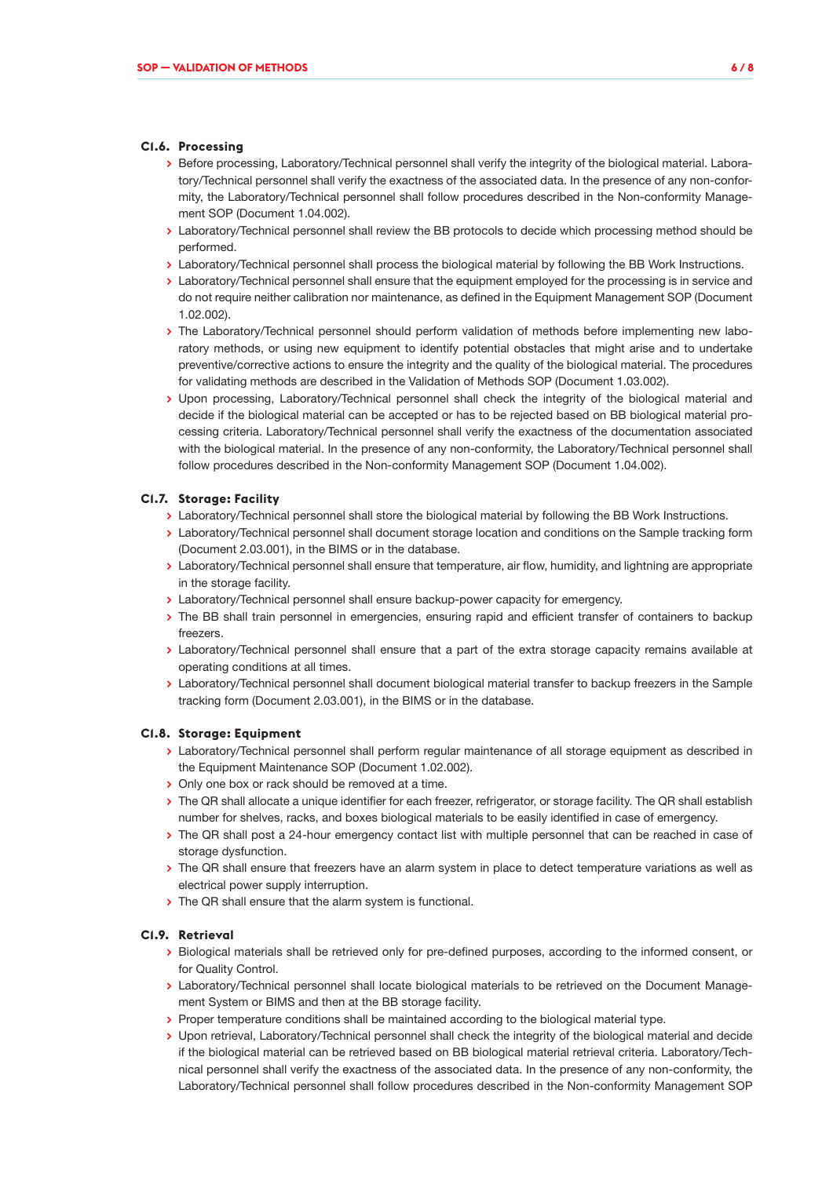### C1.6. Processing

- Before processing, Laboratory/Technical personnel shall verify the integrity of the biological material. Laboratory/Technical personnel shall verify the exactness of the associated data. In the presence of any non-conformity, the Laboratory/Technical personnel shall follow procedures described in the Non-conformity Management SOP (Document 1.04.002).
- Laboratory/Technical personnel shall review the BB protocols to decide which processing method should be performed.
- Laboratory/Technical personnel shall process the biological material by following the BB Work Instructions.
- Laboratory/Technical personnel shall ensure that the equipment employed for the processing is in service and do not require neither calibration nor maintenance, as defined in the Equipment Management SOP (Document 1.02.002).
- The Laboratory/Technical personnel should perform validation of methods before implementing new laboratory methods, or using new equipment to identify potential obstacles that might arise and to undertake preventive/corrective actions to ensure the integrity and the quality of the biological material. The procedures for validating methods are described in the Validation of Methods SOP (Document 1.03.002).
- Upon processing, Laboratory/Technical personnel shall check the integrity of the biological material and decide if the biological material can be accepted or has to be rejected based on BB biological material processing criteria. Laboratory/Technical personnel shall verify the exactness of the documentation associated with the biological material. In the presence of any non-conformity, the Laboratory/Technical personnel shall follow procedures described in the Non-conformity Management SOP (Document 1.04.002).

### C1.7. Storage: Facility

- Laboratory/Technical personnel shall store the biological material by following the BB Work Instructions.
- Laboratory/Technical personnel shall document storage location and conditions on the Sample tracking form (Document 2.03.001), in the BIMS or in the database.
- Laboratory/Technical personnel shall ensure that temperature, air flow, humidity, and lightning are appropriate in the storage facility.
- Laboratory/Technical personnel shall ensure backup-power capacity for emergency.
- The BB shall train personnel in emergencies, ensuring rapid and efficient transfer of containers to backup freezers.
- Laboratory/Technical personnel shall ensure that a part of the extra storage capacity remains available at operating conditions at all times.
- Laboratory/Technical personnel shall document biological material transfer to backup freezers in the Sample tracking form (Document 2.03.001), in the BIMS or in the database.

### C1.8. Storage: Equipment

- Laboratory/Technical personnel shall perform regular maintenance of all storage equipment as described in the Equipment Maintenance SOP (Document 1.02.002).
- Only one box or rack should be removed at a time.
- The QR shall allocate a unique identifier for each freezer, refrigerator, or storage facility. The QR shall establish number for shelves, racks, and boxes biological materials to be easily identified in case of emergency.
- The QR shall post a 24-hour emergency contact list with multiple personnel that can be reached in case of storage dysfunction.
- The QR shall ensure that freezers have an alarm system in place to detect temperature variations as well as electrical power supply interruption.
- The QR shall ensure that the alarm system is functional.

### C1.9. Retrieval

- Biological materials shall be retrieved only for pre-defined purposes, according to the informed consent, or for Quality Control.
- Laboratory/Technical personnel shall locate biological materials to be retrieved on the Document Management System or BIMS and then at the BB storage facility.
- Proper temperature conditions shall be maintained according to the biological material type.
- Upon retrieval, Laboratory/Technical personnel shall check the integrity of the biological material and decide if the biological material can be retrieved based on BB biological material retrieval criteria. Laboratory/Technical personnel shall verify the exactness of the associated data. In the presence of any non-conformity, the Laboratory/Technical personnel shall follow procedures described in the Non-conformity Management SOP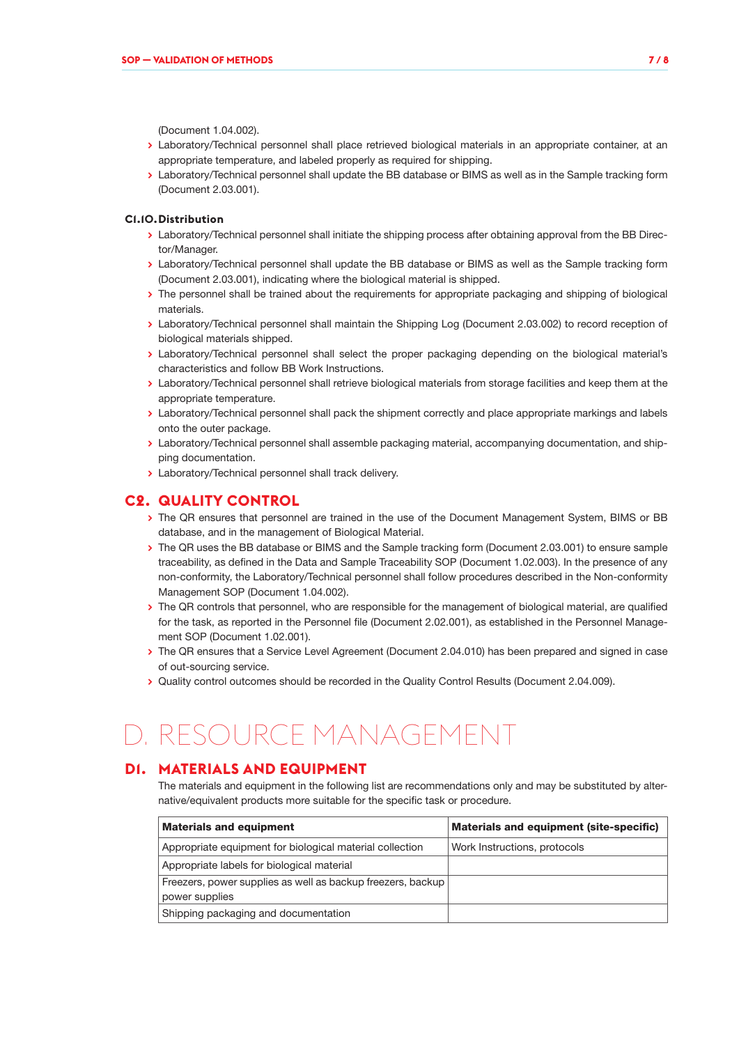(Document 1.04.002).

- Laboratory/Technical personnel shall place retrieved biological materials in an appropriate container, at an appropriate temperature, and labeled properly as required for shipping.
- Laboratory/Technical personnel shall update the BB database or BIMS as well as in the Sample tracking form (Document 2.03.001).

### C1.10. Distribution

- Laboratory/Technical personnel shall initiate the shipping process after obtaining approval from the BB Director/Manager.
- Laboratory/Technical personnel shall update the BB database or BIMS as well as the Sample tracking form (Document 2.03.001), indicating where the biological material is shipped.
- The personnel shall be trained about the requirements for appropriate packaging and shipping of biological materials.
- Laboratory/Technical personnel shall maintain the Shipping Log (Document 2.03.002) to record reception of biological materials shipped.
- Laboratory/Technical personnel shall select the proper packaging depending on the biological material's characteristics and follow BB Work Instructions.
- Laboratory/Technical personnel shall retrieve biological materials from storage facilities and keep them at the appropriate temperature.
- Laboratory/Technical personnel shall pack the shipment correctly and place appropriate markings and labels onto the outer package.
- Laboratory/Technical personnel shall assemble packaging material, accompanying documentation, and shipping documentation.
- Laboratory/Technical personnel shall track delivery.

## C2. QUALITY CONTROL

- The QR ensures that personnel are trained in the use of the Document Management System, BIMS or BB database, and in the management of Biological Material.
- The QR uses the BB database or BIMS and the Sample tracking form (Document 2.03.001) to ensure sample traceability, as defined in the Data and Sample Traceability SOP (Document 1.02.003). In the presence of any non-conformity, the Laboratory/Technical personnel shall follow procedures described in the Non-conformity Management SOP (Document 1.04.002).
- The QR controls that personnel, who are responsible for the management of biological material, are qualified for the task, as reported in the Personnel file (Document 2.02.001), as established in the Personnel Management SOP (Document 1.02.001).
- The QR ensures that a Service Level Agreement (Document 2.04.010) has been prepared and signed in case of out-sourcing service.
- Quality control outcomes should be recorded in the Quality Control Results (Document 2.04.009).

# D. RESOURCE MANAGEMENT

## D1. MATERIALS AND EQUIPMENT

The materials and equipment in the following list are recommendations only and may be substituted by alternative/equivalent products more suitable for the specific task or procedure.

| Materials and equipment | Materials and equipment (site-specific) |
|---|---|
| Appropriate equipment for biological material collection | Work Instructions, protocols |
| Appropriate labels for biological material | |
| Freezers, power supplies as well as backup freezers, backup power supplies | |
| Shipping packaging and documentation | |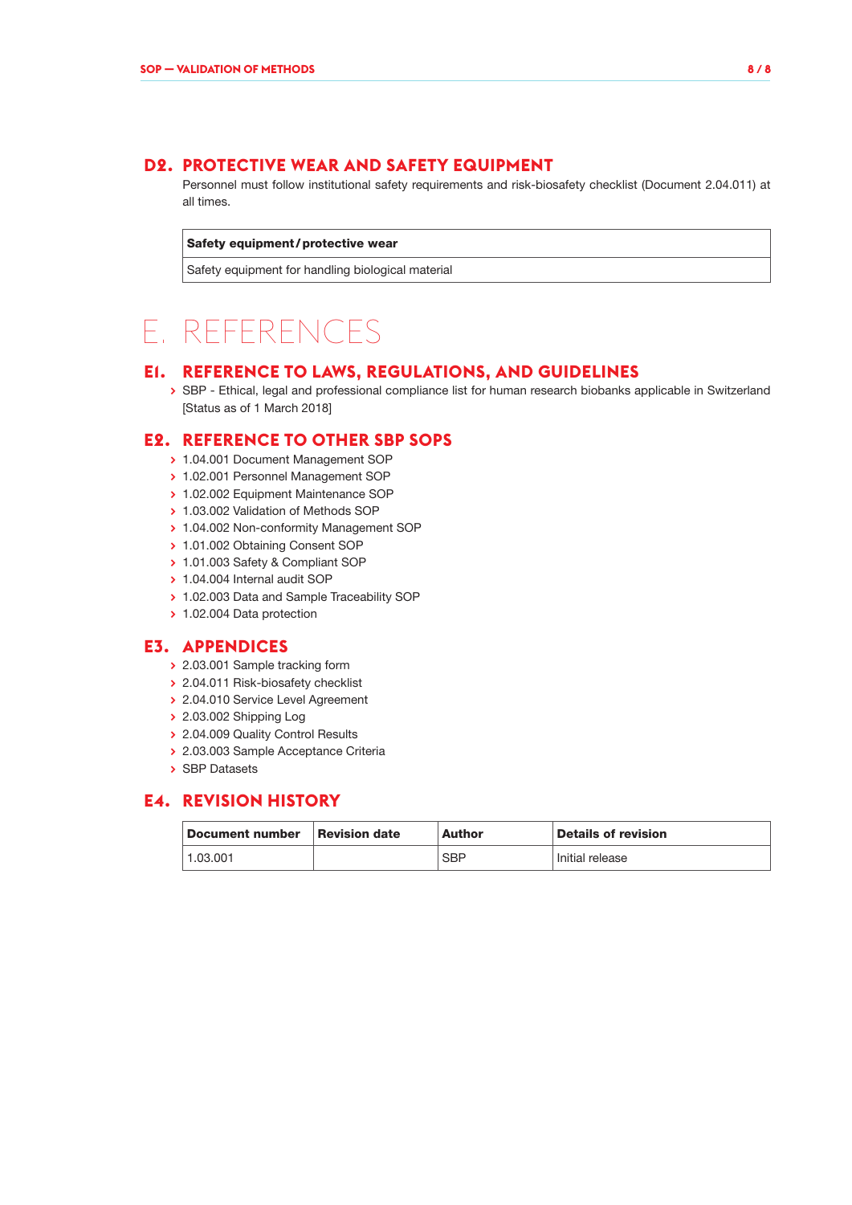### D2. PROTECTIVE WEAR AND SAFETY EQUIPMENT

Personnel must follow institutional safety requirements and risk-biosafety checklist (Document 2.04.011) at all times.

| Safety equipment / protective wear |
|---|
| Safety equipment for handling biological material |

## E. REFERENCES

### E1. REFERENCE TO LAWS, REGULATIONS, AND GUIDELINES

- SBP - Ethical, legal and professional compliance list for human research biobanks applicable in Switzerland [Status as of 1 March 2018]

### E2. REFERENCE TO OTHER SBP SOPS

- 1.04.001 Document Management SOP
- 1.02.001 Personnel Management SOP
- 1.02.002 Equipment Maintenance SOP
- 1.03.002 Validation of Methods SOP
- 1.04.002 Non-conformity Management SOP
- 1.01.002 Obtaining Consent SOP
- 1.01.003 Safety & Compliant SOP
- 1.04.004 Internal audit SOP
- 1.02.003 Data and Sample Traceability SOP
- 1.02.004 Data protection

### E3. APPENDICES

- 2.03.001 Sample tracking form
- 2.04.011 Risk-biosafety checklist
- 2.04.010 Service Level Agreement
- 2.03.002 Shipping Log
- 2.04.009 Quality Control Results
- 2.03.003 Sample Acceptance Criteria
- SBP Datasets

### E4. REVISION HISTORY

| Document number | Revision date | Author | Details of revision |
|---|---|---|---|
| 1.03.001 | | SBP | Initial release |